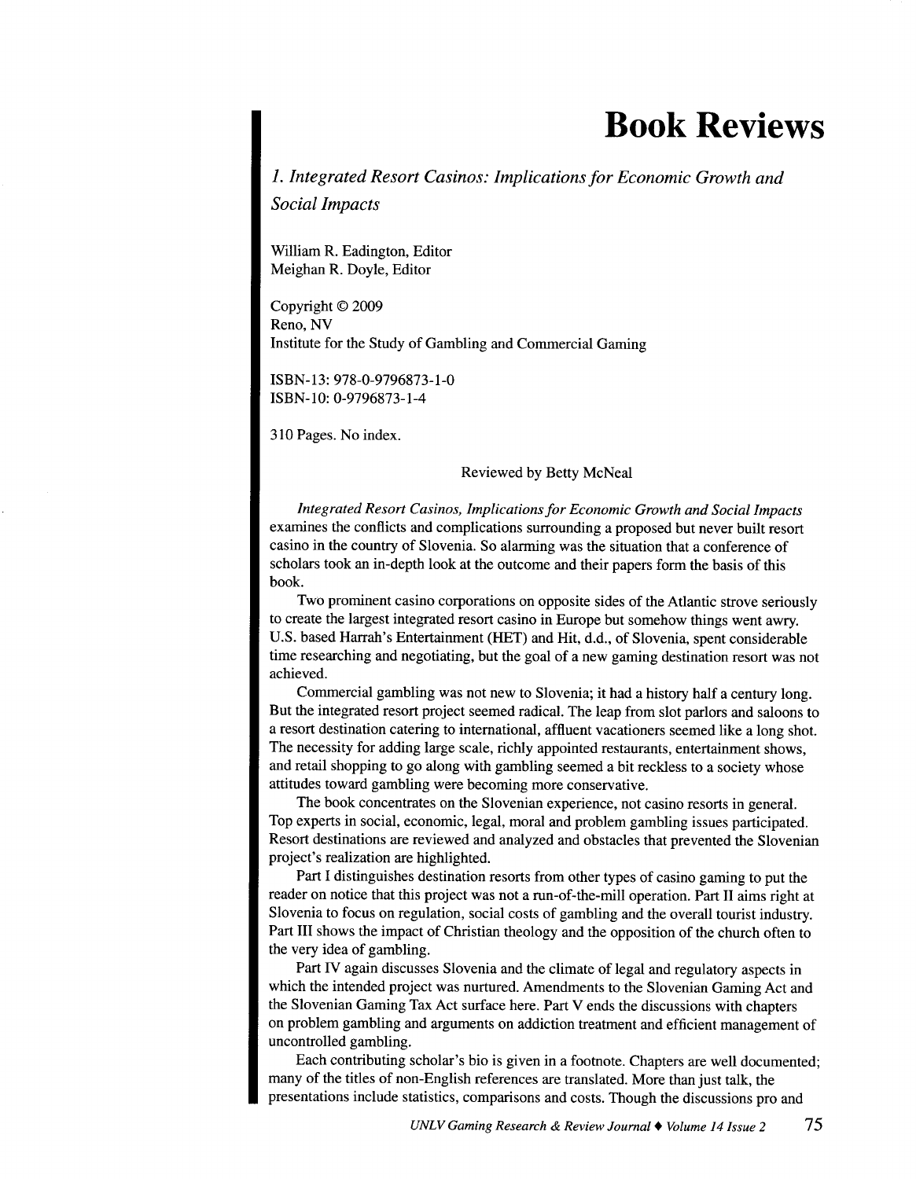# Book Reviews

## *1. Integrated Resort Casinos: Implications for Economic Growth and Social Impacts*

William R. Eadington, Editor
Meighan R. Doyle, Editor

Copyright © 2009
Reno, NV
Institute for the Study of Gambling and Commercial Gaming

ISBN-13: 978-0-9796873-1-0
ISBN-10: 0-9796873-1-4

310 Pages. No index.

Reviewed by Betty McNeal

*Integrated Resort Casinos, Implications for Economic Growth and Social Impacts* examines the conflicts and complications surrounding a proposed but never built resort casino in the country of Slovenia. So alarming was the situation that a conference of scholars took an in-depth look at the outcome and their papers form the basis of this book.

Two prominent casino corporations on opposite sides of the Atlantic strove seriously to create the largest integrated resort casino in Europe but somehow things went awry. U.S. based Harrah's Entertainment (HET) and Hit, d.d., of Slovenia, spent considerable time researching and negotiating, but the goal of a new gaming destination resort was not achieved.

Commercial gambling was not new to Slovenia; it had a history half a century long. But the integrated resort project seemed radical. The leap from slot parlors and saloons to a resort destination catering to international, affluent vacationers seemed like a long shot. The necessity for adding large scale, richly appointed restaurants, entertainment shows, and retail shopping to go along with gambling seemed a bit reckless to a society whose attitudes toward gambling were becoming more conservative.

The book concentrates on the Slovenian experience, not casino resorts in general. Top experts in social, economic, legal, moral and problem gambling issues participated. Resort destinations are reviewed and analyzed and obstacles that prevented the Slovenian project's realization are highlighted.

Part I distinguishes destination resorts from other types of casino gaming to put the reader on notice that this project was not a run-of-the-mill operation. Part II aims right at Slovenia to focus on regulation, social costs of gambling and the overall tourist industry. Part III shows the impact of Christian theology and the opposition of the church often to the very idea of gambling.

Part IV again discusses Slovenia and the climate of legal and regulatory aspects in which the intended project was nurtured. Amendments to the Slovenian Gaming Act and the Slovenian Gaming Tax Act surface here. Part V ends the discussions with chapters on problem gambling and arguments on addiction treatment and efficient management of uncontrolled gambling.

Each contributing scholar's bio is given in a footnote. Chapters are well documented; many of the titles of non-English references are translated. More than just talk, the presentations include statistics, comparisons and costs. Though the discussions pro and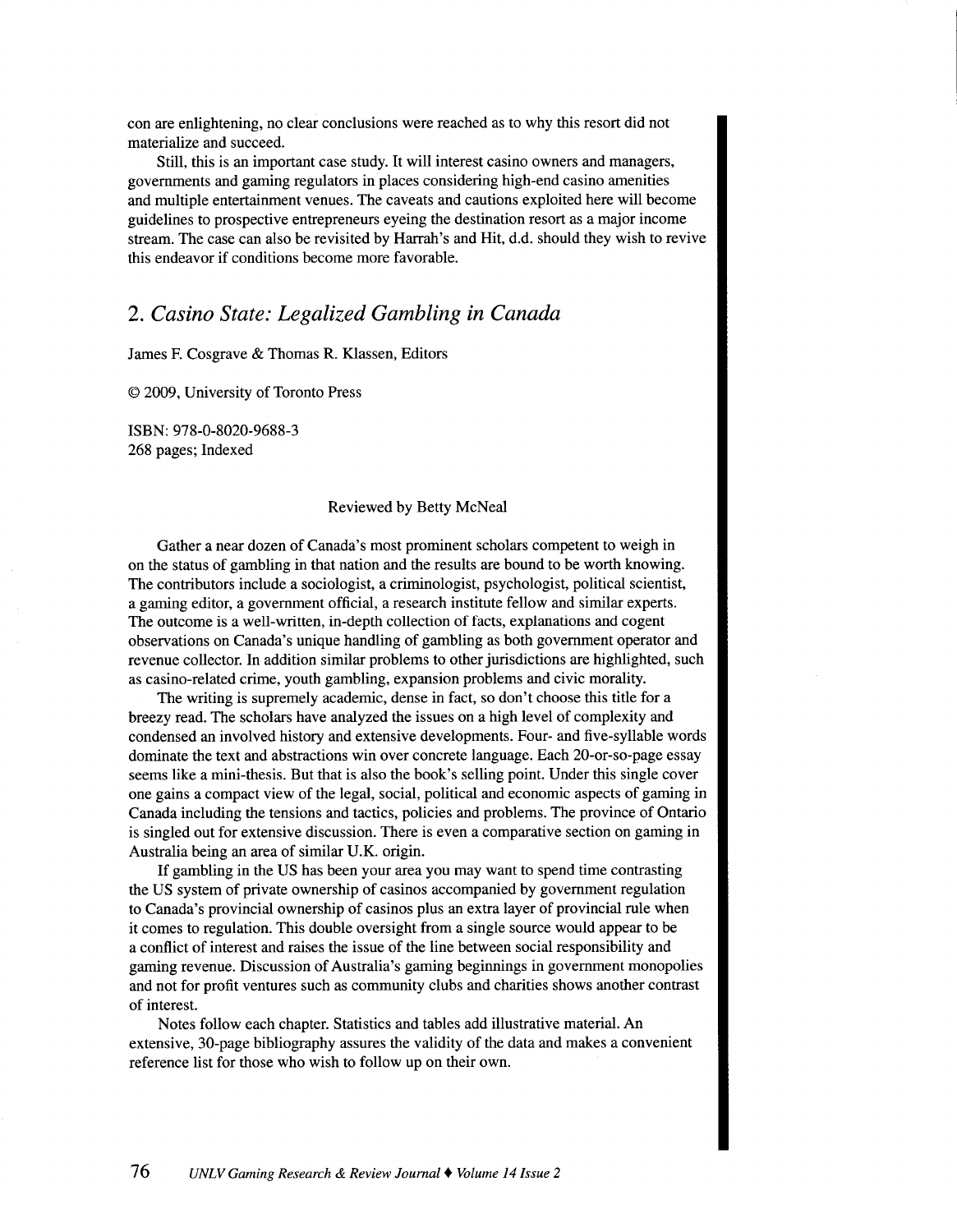con are enlightening, no clear conclusions were reached as to why this resort did not materialize and succeed.

Still, this is an important case study. It will interest casino owners and managers, governments and gaming regulators in places considering high-end casino amenities and multiple entertainment venues. The caveats and cautions exploited here will become guidelines to prospective entrepreneurs eyeing the destination resort as a major income stream. The case can also be revisited by Harrah's and Hit, d.d. should they wish to revive this endeavor if conditions become more favorable.

## 2. *Casino State: Legalized Gambling in Canada*

James F. Cosgrave & Thomas R. Klassen, Editors

© 2009, University of Toronto Press

ISBN: 978-0-8020-9688-3
268 pages; Indexed

Reviewed by Betty McNeal

Gather a near dozen of Canada's most prominent scholars competent to weigh in on the status of gambling in that nation and the results are bound to be worth knowing. The contributors include a sociologist, a criminologist, psychologist, political scientist, a gaming editor, a government official, a research institute fellow and similar experts. The outcome is a well-written, in-depth collection of facts, explanations and cogent observations on Canada's unique handling of gambling as both government operator and revenue collector. In addition similar problems to other jurisdictions are highlighted, such as casino-related crime, youth gambling, expansion problems and civic morality.

The writing is supremely academic, dense in fact, so don't choose this title for a breezy read. The scholars have analyzed the issues on a high level of complexity and condensed an involved history and extensive developments. Four- and five-syllable words dominate the text and abstractions win over concrete language. Each 20-or-so-page essay seems like a mini-thesis. But that is also the book's selling point. Under this single cover one gains a compact view of the legal, social, political and economic aspects of gaming in Canada including the tensions and tactics, policies and problems. The province of Ontario is singled out for extensive discussion. There is even a comparative section on gaming in Australia being an area of similar U.K. origin.

If gambling in the US has been your area you may want to spend time contrasting the US system of private ownership of casinos accompanied by government regulation to Canada's provincial ownership of casinos plus an extra layer of provincial rule when it comes to regulation. This double oversight from a single source would appear to be a conflict of interest and raises the issue of the line between social responsibility and gaming revenue. Discussion of Australia's gaming beginnings in government monopolies and not for profit ventures such as community clubs and charities shows another contrast of interest.

Notes follow each chapter. Statistics and tables add illustrative material. An extensive, 30-page bibliography assures the validity of the data and makes a convenient reference list for those who wish to follow up on their own.